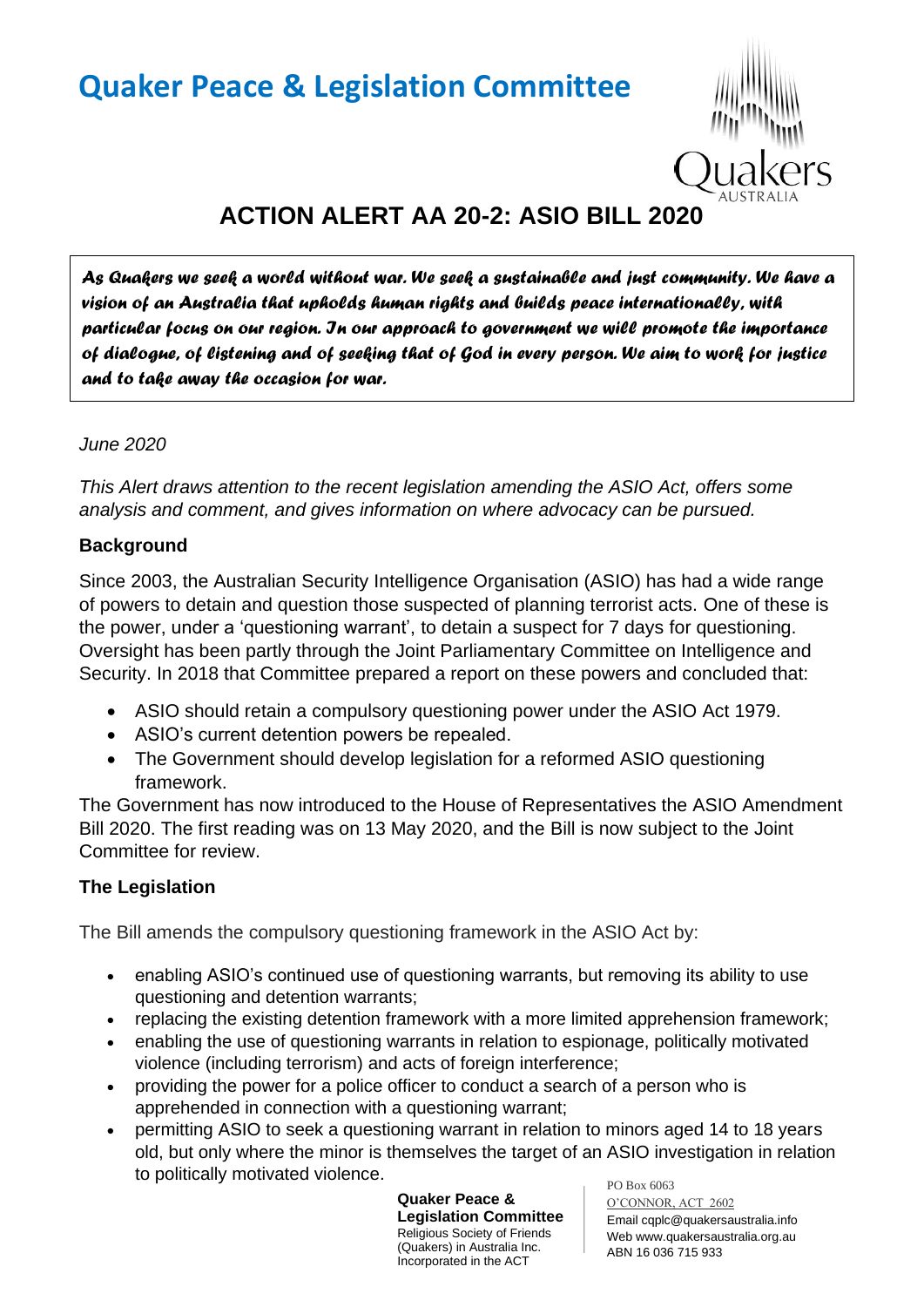# Quaker Peace & Legislation Committee

## ACTION ALERT AA 20-2: ASIO BILL 2020

***As Quakers we seek a world without war. We seek a sustainable and just community. We have a vision of an Australia that upholds human rights and builds peace internationally, with particular focus on our region. In our approach to government we will promote the importance of dialogue, of listening and of seeking that of God in every person. We aim to work for justice and to take away the occasion for war.***

*June 2020*

*This Alert draws attention to the recent legislation amending the ASIO Act, offers some analysis and comment, and gives information on where advocacy can be pursued.*

### Background

Since 2003, the Australian Security Intelligence Organisation (ASIO) has had a wide range of powers to detain and question those suspected of planning terrorist acts. One of these is the power, under a 'questioning warrant', to detain a suspect for 7 days for questioning. Oversight has been partly through the Joint Parliamentary Committee on Intelligence and Security. In 2018 that Committee prepared a report on these powers and concluded that:

- ASIO should retain a compulsory questioning power under the ASIO Act 1979.
- ASIO's current detention powers be repealed.
- The Government should develop legislation for a reformed ASIO questioning framework.

The Government has now introduced to the House of Representatives the ASIO Amendment Bill 2020. The first reading was on 13 May 2020, and the Bill is now subject to the Joint Committee for review.

### The Legislation

The Bill amends the compulsory questioning framework in the ASIO Act by:

- enabling ASIO's continued use of questioning warrants, but removing its ability to use questioning and detention warrants;
- replacing the existing detention framework with a more limited apprehension framework;
- enabling the use of questioning warrants in relation to espionage, politically motivated violence (including terrorism) and acts of foreign interference;
- providing the power for a police officer to conduct a search of a person who is apprehended in connection with a questioning warrant;
- permitting ASIO to seek a questioning warrant in relation to minors aged 14 to 18 years old, but only where the minor is themselves the target of an ASIO investigation in relation to politically motivated violence.

**Quaker Peace & Legislation Committee**
Religious Society of Friends (Quakers) in Australia Inc.
Incorporated in the ACT

PO Box 6063
O'CONNOR, ACT 2602
Email cqplc@quakersaustralia.info
Web www.quakersaustralia.org.au
ABN 16 036 715 933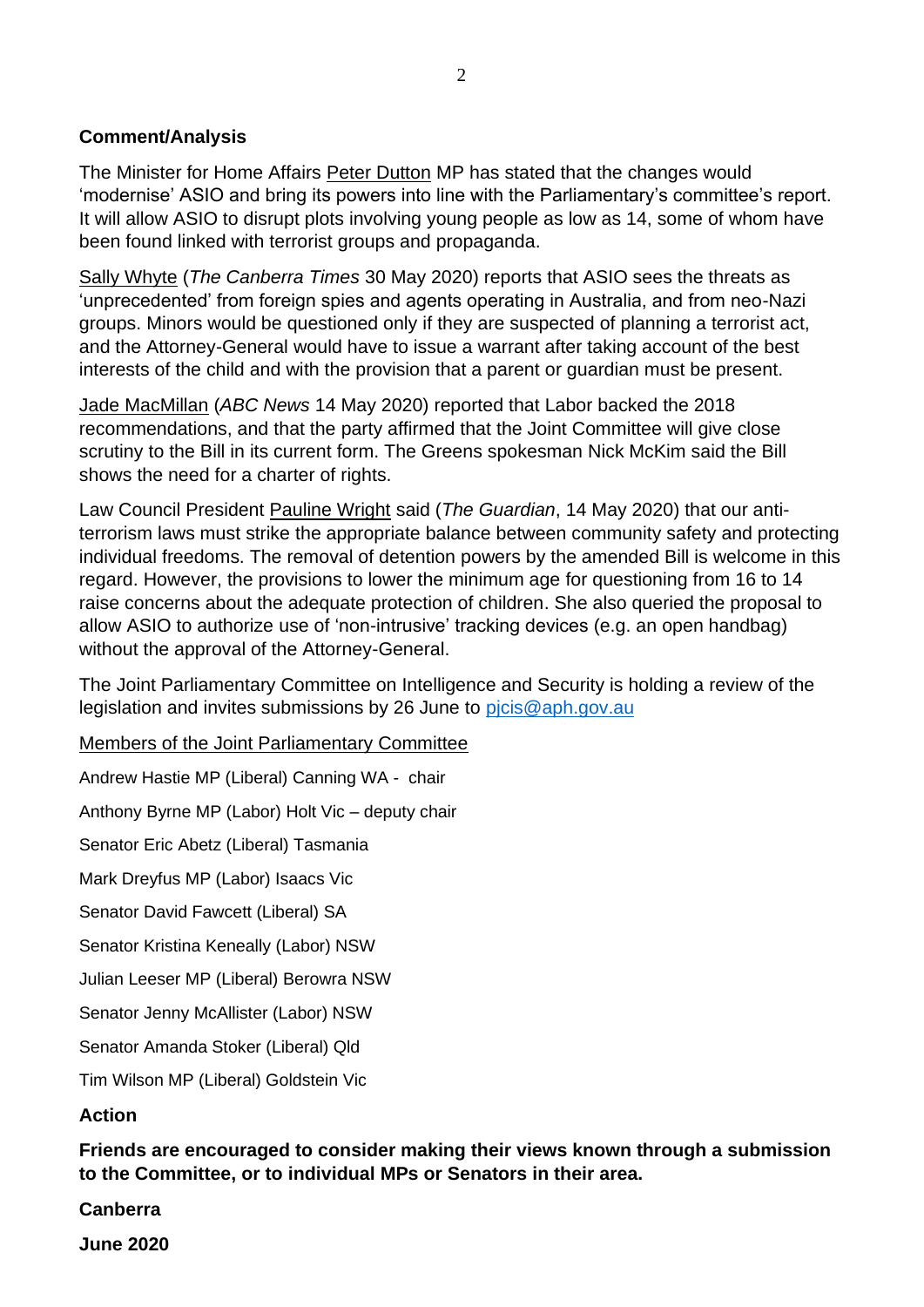**Comment/Analysis**

The Minister for Home Affairs Peter Dutton MP has stated that the changes would 'modernise' ASIO and bring its powers into line with the Parliamentary's committee's report. It will allow ASIO to disrupt plots involving young people as low as 14, some of whom have been found linked with terrorist groups and propaganda.

Sally Whyte (*The Canberra Times* 30 May 2020) reports that ASIO sees the threats as 'unprecedented' from foreign spies and agents operating in Australia, and from neo-Nazi groups. Minors would be questioned only if they are suspected of planning a terrorist act, and the Attorney-General would have to issue a warrant after taking account of the best interests of the child and with the provision that a parent or guardian must be present.

Jade MacMillan (*ABC News* 14 May 2020) reported that Labor backed the 2018 recommendations, and that the party affirmed that the Joint Committee will give close scrutiny to the Bill in its current form. The Greens spokesman Nick McKim said the Bill shows the need for a charter of rights.

Law Council President Pauline Wright said (*The Guardian*, 14 May 2020) that our anti-terrorism laws must strike the appropriate balance between community safety and protecting individual freedoms. The removal of detention powers by the amended Bill is welcome in this regard. However, the provisions to lower the minimum age for questioning from 16 to 14 raise concerns about the adequate protection of children. She also queried the proposal to allow ASIO to authorize use of 'non-intrusive' tracking devices (e.g. an open handbag) without the approval of the Attorney-General.

The Joint Parliamentary Committee on Intelligence and Security is holding a review of the legislation and invites submissions by 26 June to pjcis@aph.gov.au

Members of the Joint Parliamentary Committee

Andrew Hastie MP (Liberal) Canning WA - chair

Anthony Byrne MP (Labor) Holt Vic – deputy chair

Senator Eric Abetz (Liberal) Tasmania

Mark Dreyfus MP (Labor) Isaacs Vic

Senator David Fawcett (Liberal) SA

Senator Kristina Keneally (Labor) NSW

Julian Leeser MP (Liberal) Berowra NSW

Senator Jenny McAllister (Labor) NSW

Senator Amanda Stoker (Liberal) Qld

Tim Wilson MP (Liberal) Goldstein Vic

**Action**

**Friends are encouraged to consider making their views known through a submission to the Committee, or to individual MPs or Senators in their area.**

**Canberra**

**June 2020**